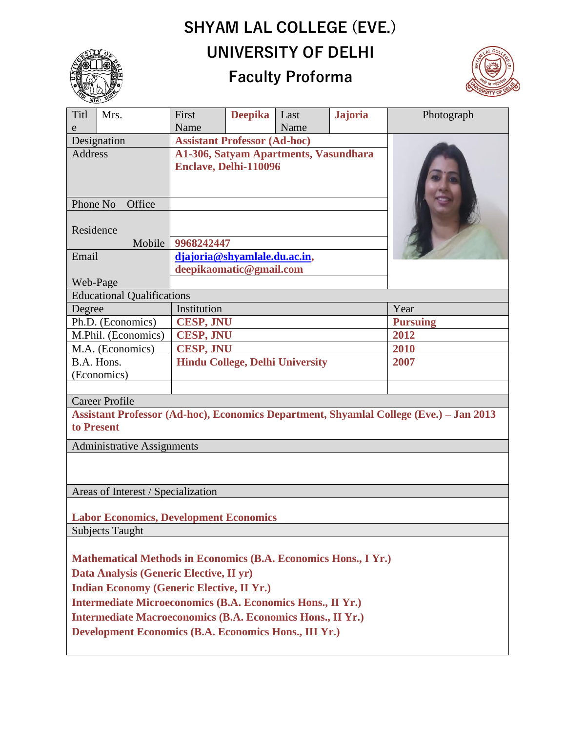# SHYAM LAL COLLEGE (EVE.)

# UNIVERSITY OF DELHI

## Faculty Proforma

| Title | Mrs. | First Name | **Deepika** | Last Name | **Jajoria** | Photograph |
|---|---|---|---|---|---|---|
| Designation | | **Assistant Professor (Ad-hoc)** | | | | |
| Address | | **A1-306, Satyam Apartments, Vasundhara Enclave, Delhi-110096** | | | | |
| Phone No Office | | | | | | |
| Residence | | | | | | |
| Mobile | | **9968242447** | | | | |
| Email | | **djajoria@shyamlale.du.ac.in, deepikaomatic@gmail.com** | | | | |
| Web-Page | | | | | | |

**Educational Qualifications**

| Degree | Institution | Year |
|---|---|---|
| Ph.D. (Economics) | **CESP, JNU** | **Pursuing** |
| M.Phil. (Economics) | **CESP, JNU** | **2012** |
| M.A. (Economics) | **CESP, JNU** | **2010** |
| B.A. Hons. (Economics) | **Hindu College, Delhi University** | **2007** |
| | | |

**Career Profile**

**Assistant Professor (Ad-hoc), Economics Department, Shyamlal College (Eve.) – Jan 2013 to Present**

**Administrative Assignments**

**Areas of Interest / Specialization**

**Labor Economics, Development Economics**

**Subjects Taught**

**Mathematical Methods in Economics (B.A. Economics Hons., I Yr.)**
**Data Analysis (Generic Elective, II yr)**
**Indian Economy (Generic Elective, II Yr.)**
**Intermediate Microeconomics (B.A. Economics Hons., II Yr.)**
**Intermediate Macroeconomics (B.A. Economics Hons., II Yr.)**
**Development Economics (B.A. Economics Hons., III Yr.)**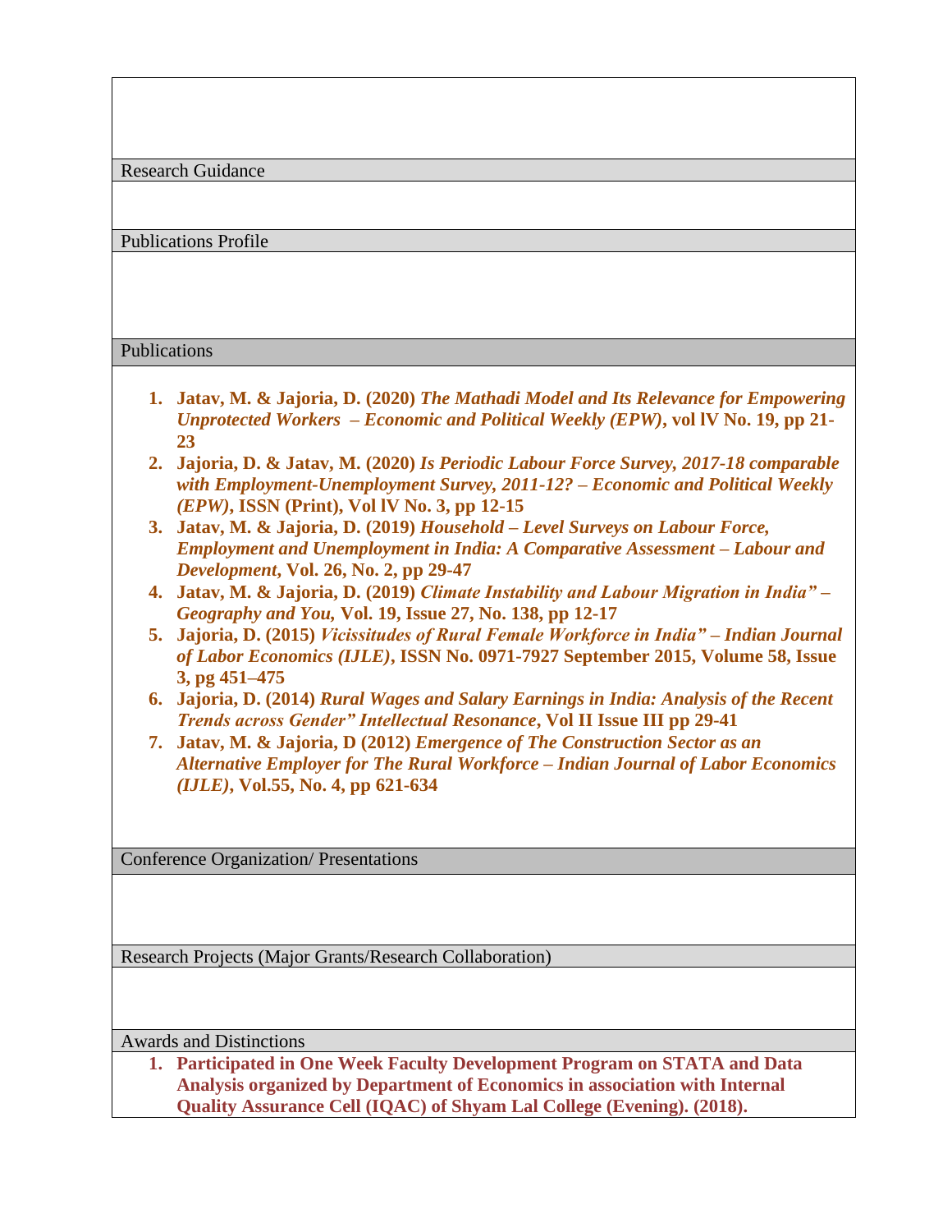## Research Guidance

## Publications Profile

## Publications

1. **Jatav, M. & Jajoria, D. (2020)** ***The Mathadi Model and Its Relevance for Empowering Unprotected Workers – Economic and Political Weekly (EPW)*****, vol lV No. 19, pp 21-23**
2. **Jajoria, D. & Jatav, M. (2020)** ***Is Periodic Labour Force Survey, 2017-18 comparable with Employment-Unemployment Survey, 2011-12? – Economic and Political Weekly (EPW)*****, ISSN (Print), Vol lV No. 3, pp 12-15**
3. **Jatav, M. & Jajoria, D. (2019)** ***Household – Level Surveys on Labour Force, Employment and Unemployment in India: A Comparative Assessment – Labour and Development*****, Vol. 26, No. 2, pp 29-47**
4. **Jatav, M. & Jajoria, D. (2019)** ***Climate Instability and Labour Migration in India" – Geography and You*****, Vol. 19, Issue 27, No. 138, pp 12-17**
5. **Jajoria, D. (2015)** ***Vicissitudes of Rural Female Workforce in India" – Indian Journal of Labor Economics (IJLE)*****, ISSN No. 0971-7927 September 2015, Volume 58, Issue 3, pg 451–475**
6. **Jajoria, D. (2014)** ***Rural Wages and Salary Earnings in India: Analysis of the Recent Trends across Gender" Intellectual Resonance*****, Vol II Issue III pp 29-41**
7. **Jatav, M. & Jajoria, D (2012)** ***Emergence of The Construction Sector as an Alternative Employer for The Rural Workforce – Indian Journal of Labor Economics (IJLE)*****, Vol.55, No. 4, pp 621-634**

## Conference Organization/ Presentations

## Research Projects (Major Grants/Research Collaboration)

## Awards and Distinctions

1. **Participated in One Week Faculty Development Program on STATA and Data Analysis organized by Department of Economics in association with Internal Quality Assurance Cell (IQAC) of Shyam Lal College (Evening). (2018).**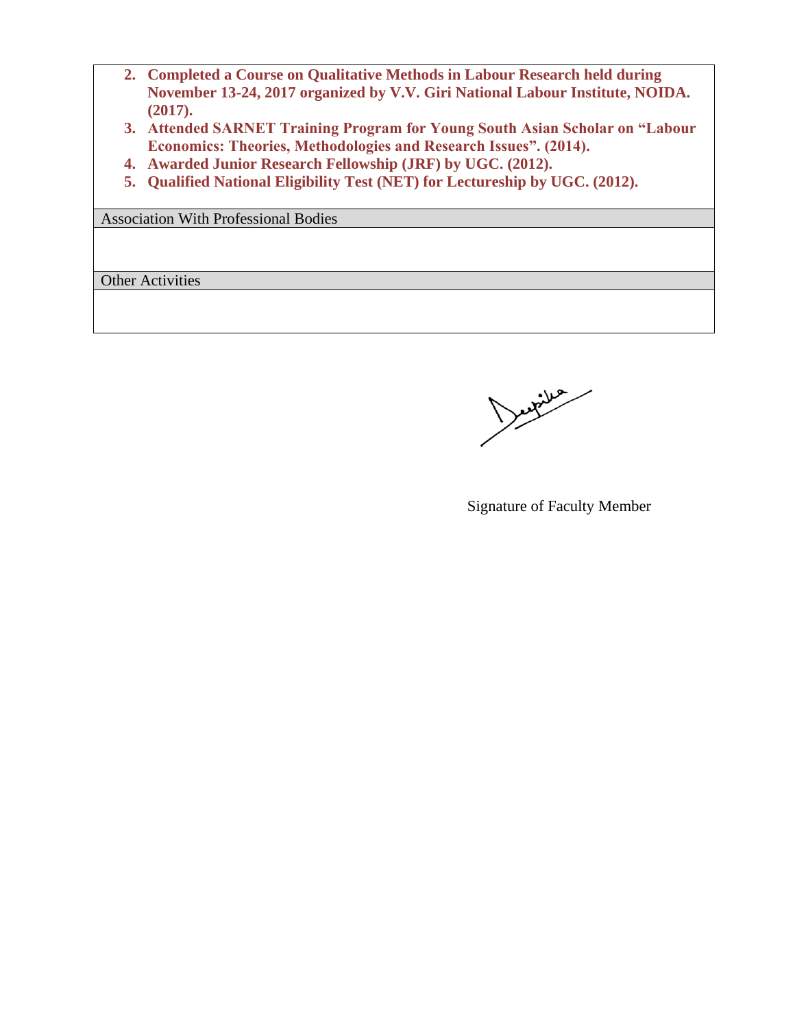2. **Completed a Course on Qualitative Methods in Labour Research held during November 13-24, 2017 organized by V.V. Giri National Labour Institute, NOIDA. (2017).**
3. **Attended SARNET Training Program for Young South Asian Scholar on "Labour Economics: Theories, Methodologies and Research Issues". (2014).**
4. **Awarded Junior Research Fellowship (JRF) by UGC. (2012).**
5. **Qualified National Eligibility Test (NET) for Lectureship by UGC. (2012).**

| Association With Professional Bodies |
| --- |
| |

| Other Activities |
| --- |
| |

Deepika

Signature of Faculty Member